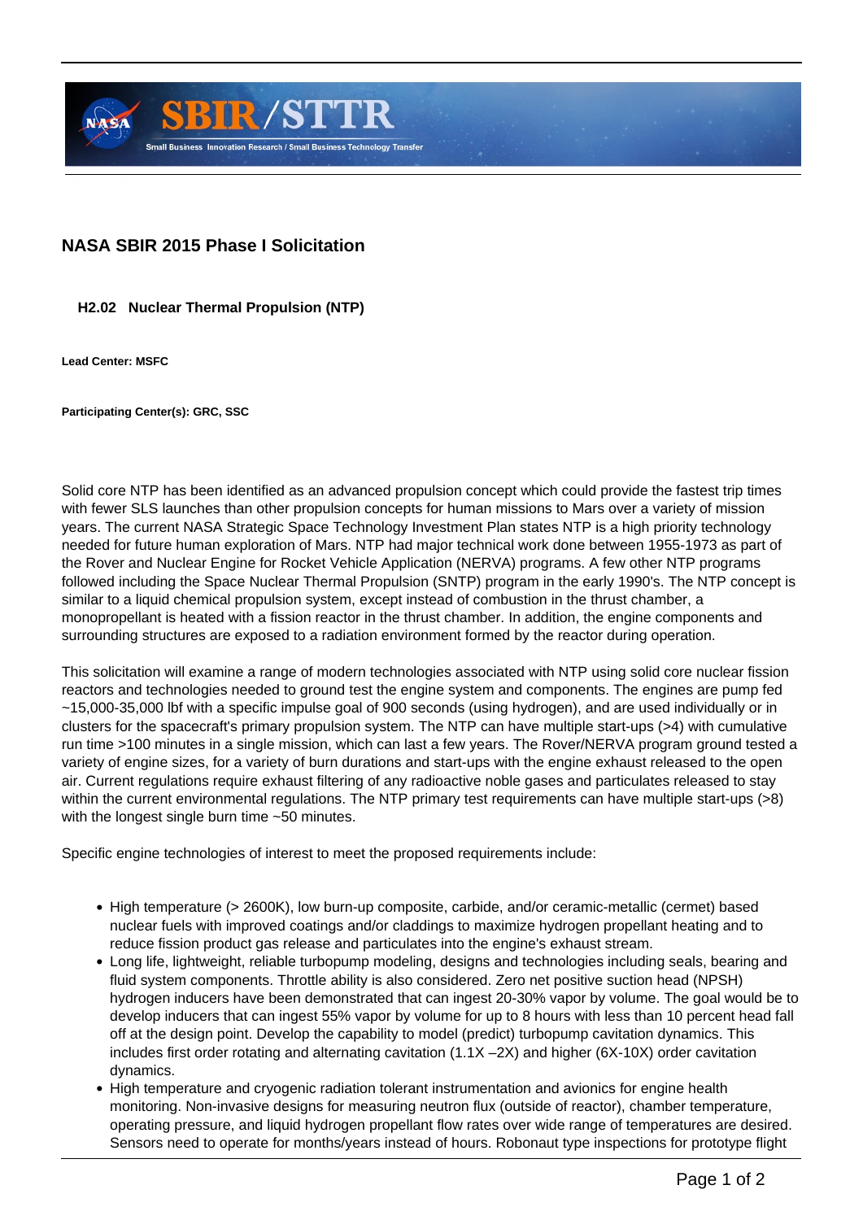## NASA SBIR 2015 Phase I Solicitation

### H2.02 Nuclear Thermal Propulsion (NTP)

**Lead Center: MSFC**

**Participating Center(s): GRC, SSC**

Solid core NTP has been identified as an advanced propulsion concept which could provide the fastest trip times with fewer SLS launches than other propulsion concepts for human missions to Mars over a variety of mission years. The current NASA Strategic Space Technology Investment Plan states NTP is a high priority technology needed for future human exploration of Mars. NTP had major technical work done between 1955-1973 as part of the Rover and Nuclear Engine for Rocket Vehicle Application (NERVA) programs. A few other NTP programs followed including the Space Nuclear Thermal Propulsion (SNTP) program in the early 1990's. The NTP concept is similar to a liquid chemical propulsion system, except instead of combustion in the thrust chamber, a monopropellant is heated with a fission reactor in the thrust chamber. In addition, the engine components and surrounding structures are exposed to a radiation environment formed by the reactor during operation.

This solicitation will examine a range of modern technologies associated with NTP using solid core nuclear fission reactors and technologies needed to ground test the engine system and components. The engines are pump fed ~15,000-35,000 lbf with a specific impulse goal of 900 seconds (using hydrogen), and are used individually or in clusters for the spacecraft's primary propulsion system. The NTP can have multiple start-ups (>4) with cumulative run time >100 minutes in a single mission, which can last a few years. The Rover/NERVA program ground tested a variety of engine sizes, for a variety of burn durations and start-ups with the engine exhaust released to the open air. Current regulations require exhaust filtering of any radioactive noble gases and particulates released to stay within the current environmental regulations. The NTP primary test requirements can have multiple start-ups (>8) with the longest single burn time ~50 minutes.

Specific engine technologies of interest to meet the proposed requirements include:

- High temperature (> 2600K), low burn-up composite, carbide, and/or ceramic-metallic (cermet) based nuclear fuels with improved coatings and/or claddings to maximize hydrogen propellant heating and to reduce fission product gas release and particulates into the engine's exhaust stream.
- Long life, lightweight, reliable turbopump modeling, designs and technologies including seals, bearing and fluid system components. Throttle ability is also considered. Zero net positive suction head (NPSH) hydrogen inducers have been demonstrated that can ingest 20-30% vapor by volume. The goal would be to develop inducers that can ingest 55% vapor by volume for up to 8 hours with less than 10 percent head fall off at the design point. Develop the capability to model (predict) turbopump cavitation dynamics. This includes first order rotating and alternating cavitation (1.1X –2X) and higher (6X-10X) order cavitation dynamics.
- High temperature and cryogenic radiation tolerant instrumentation and avionics for engine health monitoring. Non-invasive designs for measuring neutron flux (outside of reactor), chamber temperature, operating pressure, and liquid hydrogen propellant flow rates over wide range of temperatures are desired. Sensors need to operate for months/years instead of hours. Robonaut type inspections for prototype flight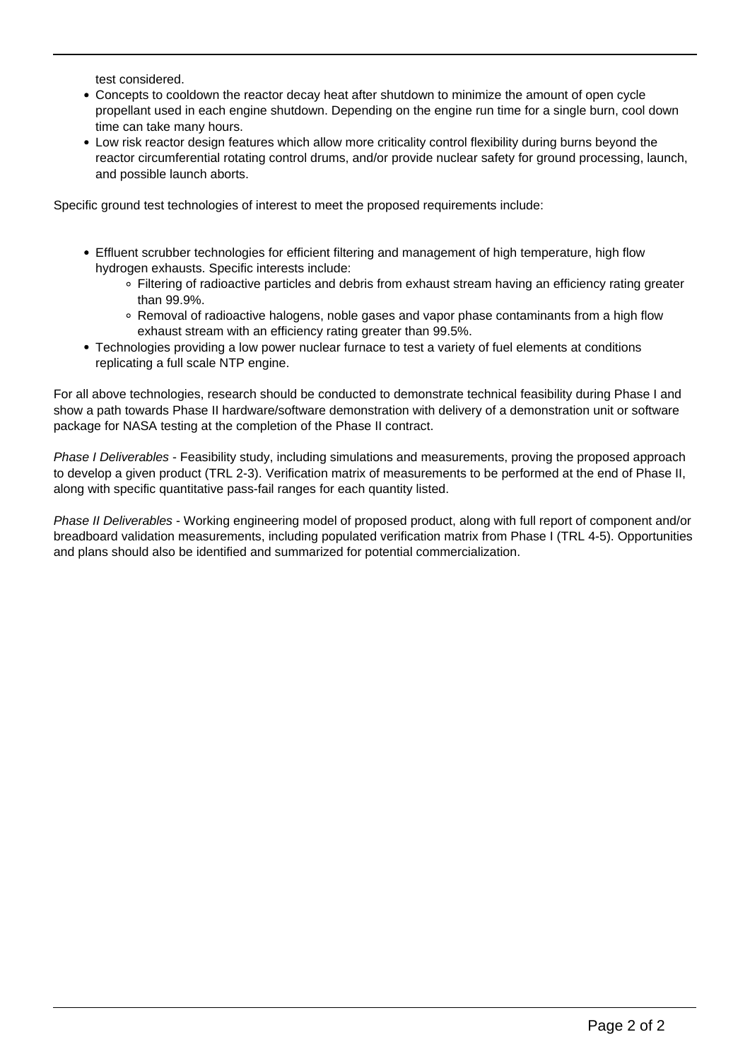test considered.

- Concepts to cooldown the reactor decay heat after shutdown to minimize the amount of open cycle propellant used in each engine shutdown. Depending on the engine run time for a single burn, cool down time can take many hours.
- Low risk reactor design features which allow more criticality control flexibility during burns beyond the reactor circumferential rotating control drums, and/or provide nuclear safety for ground processing, launch, and possible launch aborts.

Specific ground test technologies of interest to meet the proposed requirements include:

- Effluent scrubber technologies for efficient filtering and management of high temperature, high flow hydrogen exhausts. Specific interests include:
    - Filtering of radioactive particles and debris from exhaust stream having an efficiency rating greater than 99.9%.
    - Removal of radioactive halogens, noble gases and vapor phase contaminants from a high flow exhaust stream with an efficiency rating greater than 99.5%.
- Technologies providing a low power nuclear furnace to test a variety of fuel elements at conditions replicating a full scale NTP engine.

For all above technologies, research should be conducted to demonstrate technical feasibility during Phase I and show a path towards Phase II hardware/software demonstration with delivery of a demonstration unit or software package for NASA testing at the completion of the Phase II contract.

*Phase I Deliverables* - Feasibility study, including simulations and measurements, proving the proposed approach to develop a given product (TRL 2-3). Verification matrix of measurements to be performed at the end of Phase II, along with specific quantitative pass-fail ranges for each quantity listed.

*Phase II Deliverables* - Working engineering model of proposed product, along with full report of component and/or breadboard validation measurements, including populated verification matrix from Phase I (TRL 4-5). Opportunities and plans should also be identified and summarized for potential commercialization.